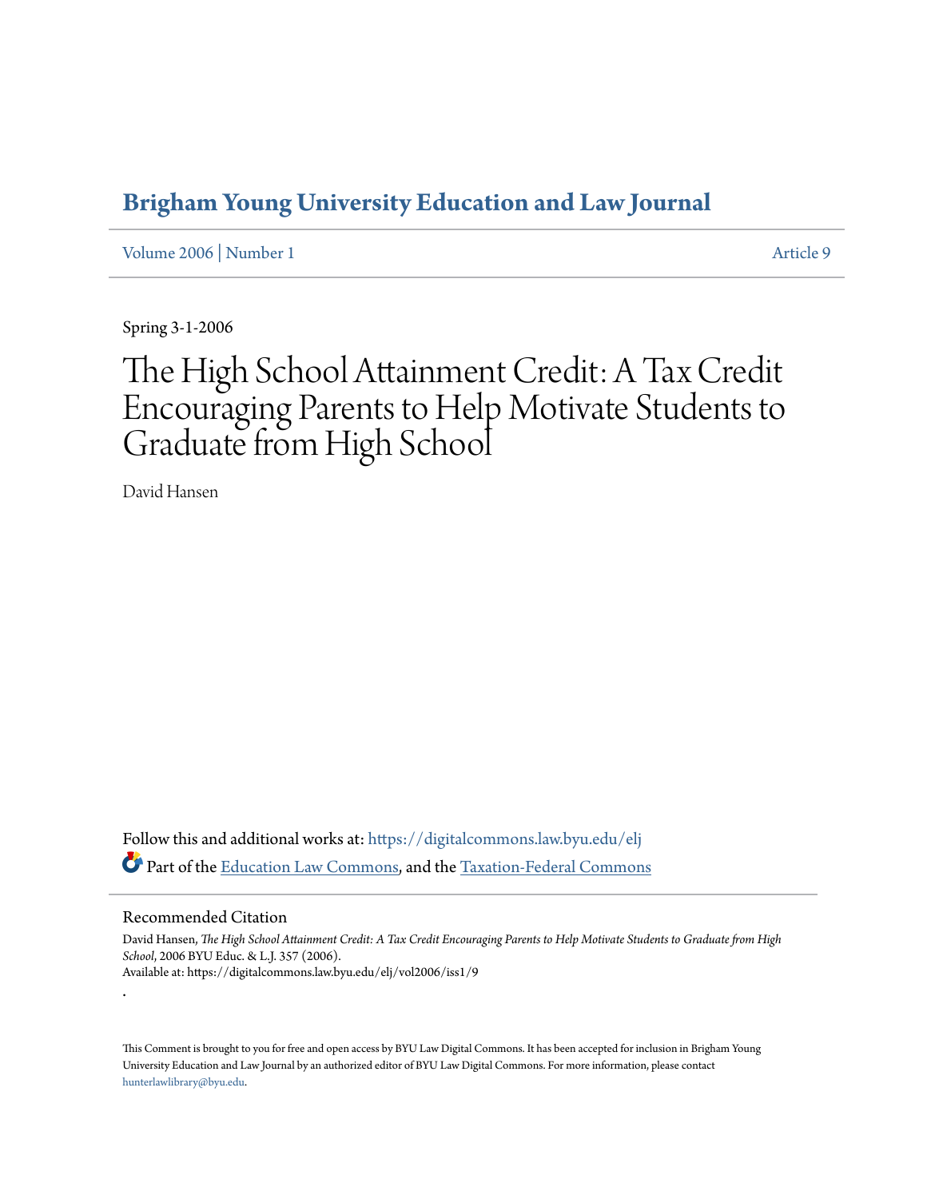# Brigham Young University Education and Law Journal

Volume 2006 | Number 1 Article 9

Spring 3-1-2006

# The High School Attainment Credit: A Tax Credit Encouraging Parents to Help Motivate Students to Graduate from High School

David Hansen

Follow this and additional works at: https://digitalcommons.law.byu.edu/elj

Part of the Education Law Commons, and the Taxation-Federal Commons

## Recommended Citation

David Hansen, *The High School Attainment Credit: A Tax Credit Encouraging Parents to Help Motivate Students to Graduate from High School*, 2006 BYU Educ. & L.J. 357 (2006).
Available at: https://digitalcommons.law.byu.edu/elj/vol2006/iss1/9

.

This Comment is brought to you for free and open access by BYU Law Digital Commons. It has been accepted for inclusion in Brigham Young University Education and Law Journal by an authorized editor of BYU Law Digital Commons. For more information, please contact hunterlawlibrary@byu.edu.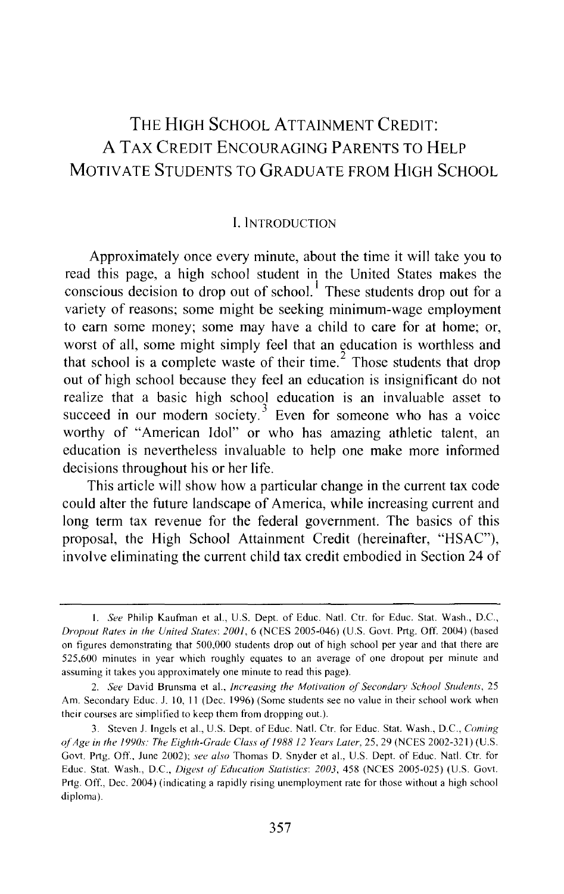# The High School Attainment Credit: A Tax Credit Encouraging Parents to Help Motivate Students to Graduate from High School

## I. Introduction

Approximately once every minute, about the time it will take you to read this page, a high school student in the United States makes the conscious decision to drop out of school.[1] These students drop out for a variety of reasons; some might be seeking minimum-wage employment to earn some money; some may have a child to care for at home; or, worst of all, some might simply feel that an education is worthless and that school is a complete waste of their time.[2] Those students that drop out of high school because they feel an education is insignificant do not realize that a basic high school education is an invaluable asset to succeed in our modern society.[3] Even for someone who has a voice worthy of "American Idol" or who has amazing athletic talent, an education is nevertheless invaluable to help one make more informed decisions throughout his or her life.

This article will show how a particular change in the current tax code could alter the future landscape of America, while increasing current and long term tax revenue for the federal government. The basics of this proposal, the High School Attainment Credit (hereinafter, "HSAC"), involve eliminating the current child tax credit embodied in Section 24 of

---

1. *See* Philip Kaufman et al., U.S. Dept. of Educ. Natl. Ctr. for Educ. Stat. Wash., D.C., *Dropout Rates in the United States: 2001*, 6 (NCES 2005-046) (U.S. Govt. Prtg. Off. 2004) (based on figures demonstrating that 500,000 students drop out of high school per year and that there are 525,600 minutes in year which roughly equates to an average of one dropout per minute and assuming it takes you approximately one minute to read this page).

2. *See* David Brunsma et al., *Increasing the Motivation of Secondary School Students*, 25 Am. Secondary Educ. J. 10, 11 (Dec. 1996) (Some students see no value in their school work when their courses are simplified to keep them from dropping out.).

3. Steven J. Ingels et al., U.S. Dept. of Educ. Natl. Ctr. for Educ. Stat. Wash., D.C., *Coming of Age in the 1990s: The Eighth-Grade Class of 1988 12 Years Later*, 25, 29 (NCES 2002-321) (U.S. Govt. Prtg. Off., June 2002); *see also* Thomas D. Snyder et al., U.S. Dept. of Educ. Natl. Ctr. for Educ. Stat. Wash., D.C., *Digest of Education Statistics: 2003*, 458 (NCES 2005-025) (U.S. Govt. Prtg. Off., Dec. 2004) (indicating a rapidly rising unemployment rate for those without a high school diploma).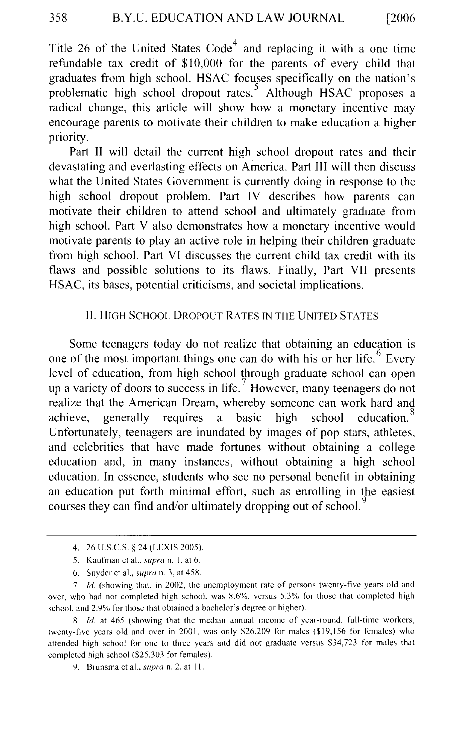Title 26 of the United States Code[4] and replacing it with a one time refundable tax credit of $10,000 for the parents of every child that graduates from high school. HSAC focuses specifically on the nation's problematic high school dropout rates.[5] Although HSAC proposes a radical change, this article will show how a monetary incentive may encourage parents to motivate their children to make education a higher priority.

Part II will detail the current high school dropout rates and their devastating and everlasting effects on America. Part III will then discuss what the United States Government is currently doing in response to the high school dropout problem. Part IV describes how parents can motivate their children to attend school and ultimately graduate from high school. Part V also demonstrates how a monetary incentive would motivate parents to play an active role in helping their children graduate from high school. Part VI discusses the current child tax credit with its flaws and possible solutions to its flaws. Finally, Part VII presents HSAC, its bases, potential criticisms, and societal implications.

## II. HIGH SCHOOL DROPOUT RATES IN THE UNITED STATES

Some teenagers today do not realize that obtaining an education is one of the most important things one can do with his or her life.[6] Every level of education, from high school through graduate school can open up a variety of doors to success in life.[7] However, many teenagers do not realize that the American Dream, whereby someone can work hard and achieve, generally requires a basic high school education.[8] Unfortunately, teenagers are inundated by images of pop stars, athletes, and celebrities that have made fortunes without obtaining a college education and, in many instances, without obtaining a high school education. In essence, students who see no personal benefit in obtaining an education put forth minimal effort, such as enrolling in the easiest courses they can find and/or ultimately dropping out of school.[9]

---

4. 26 U.S.C.S. § 24 (LEXIS 2005).

5. Kaufman et al., *supra* n. 1, at 6.

6. Snyder et al., *supra* n. 3, at 458.

7. *Id.* (showing that, in 2002, the unemployment rate of persons twenty-five years old and over, who had not completed high school, was 8.6%, versus 5.3% for those that completed high school, and 2.9% for those that obtained a bachelor's degree or higher).

8. *Id.* at 465 (showing that the median annual income of year-round, full-time workers, twenty-five years old and over in 2001, was only $26,209 for males ($19,156 for females) who attended high school for one to three years and did not graduate versus $34,723 for males that completed high school ($25,303 for females).

9. Brunsma et al., *supra* n. 2, at 11.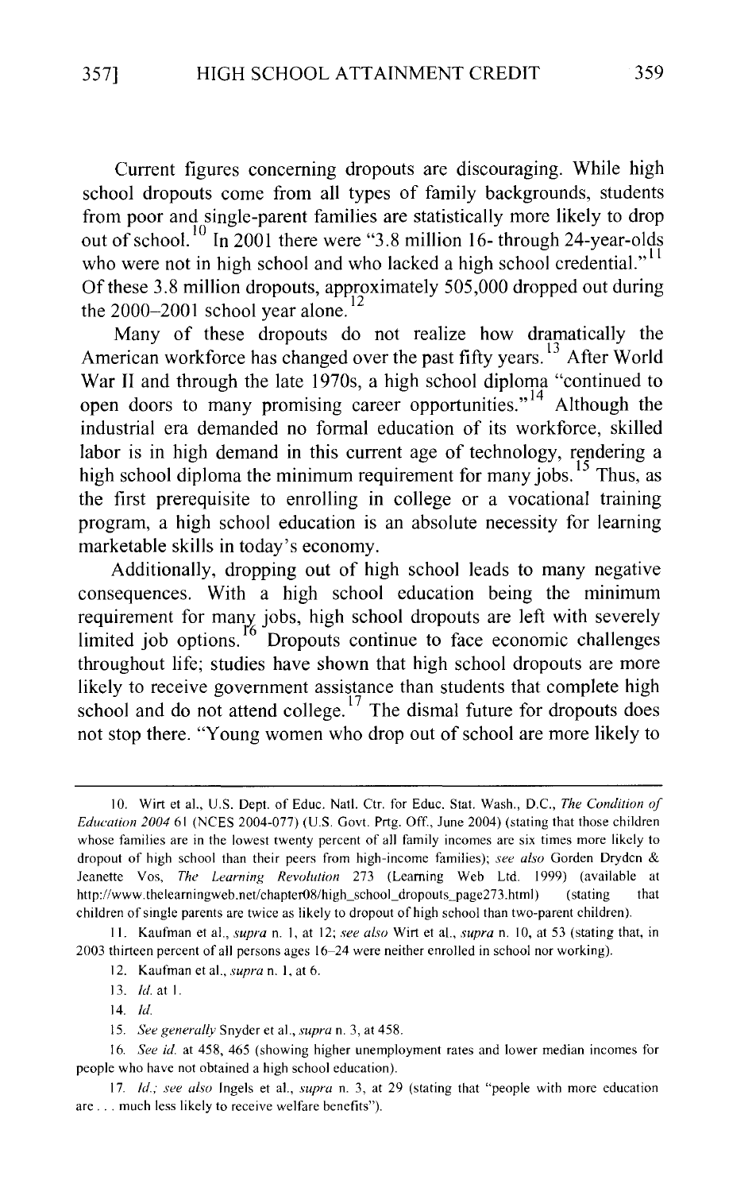Current figures concerning dropouts are discouraging. While high school dropouts come from all types of family backgrounds, students from poor and single-parent families are statistically more likely to drop out of school.[10] In 2001 there were "3.8 million 16- through 24-year-olds who were not in high school and who lacked a high school credential."[11] Of these 3.8 million dropouts, approximately 505,000 dropped out during the 2000–2001 school year alone.[12]

Many of these dropouts do not realize how dramatically the American workforce has changed over the past fifty years.[13] After World War II and through the late 1970s, a high school diploma "continued to open doors to many promising career opportunities."[14] Although the industrial era demanded no formal education of its workforce, skilled labor is in high demand in this current age of technology, rendering a high school diploma the minimum requirement for many jobs.[15] Thus, as the first prerequisite to enrolling in college or a vocational training program, a high school education is an absolute necessity for learning marketable skills in today's economy.

Additionally, dropping out of high school leads to many negative consequences. With a high school education being the minimum requirement for many jobs, high school dropouts are left with severely limited job options.[16] Dropouts continue to face economic challenges throughout life; studies have shown that high school dropouts are more likely to receive government assistance than students that complete high school and do not attend college.[17] The dismal future for dropouts does not stop there. "Young women who drop out of school are more likely to

---

10. Wirt et al., U.S. Dept. of Educ. Natl. Ctr. for Educ. Stat. Wash., D.C., *The Condition of Education 2004* 61 (NCES 2004-077) (U.S. Govt. Prtg. Off., June 2004) (stating that those children whose families are in the lowest twenty percent of all family incomes are six times more likely to dropout of high school than their peers from high-income families); *see also* Gorden Dryden & Jeanette Vos, *The Learning Revolution* 273 (Learning Web Ltd. 1999) (available at http://www.thelearningweb.net/chapter08/high_school_dropouts_page273.html) (stating that children of single parents are twice as likely to dropout of high school than two-parent children).

11. Kaufman et al., *supra* n. 1, at 12; *see also* Wirt et al., *supra* n. 10, at 53 (stating that, in 2003 thirteen percent of all persons ages 16–24 were neither enrolled in school nor working).

12. Kaufman et al., *supra* n. 1, at 6.

13. *Id.* at 1.

14. *Id.*

15. *See generally* Snyder et al., *supra* n. 3, at 458.

16. *See id.* at 458, 465 (showing higher unemployment rates and lower median incomes for people who have not obtained a high school education).

17. *Id.*; *see also* Ingels et al., *supra* n. 3, at 29 (stating that "people with more education are . . . much less likely to receive welfare benefits").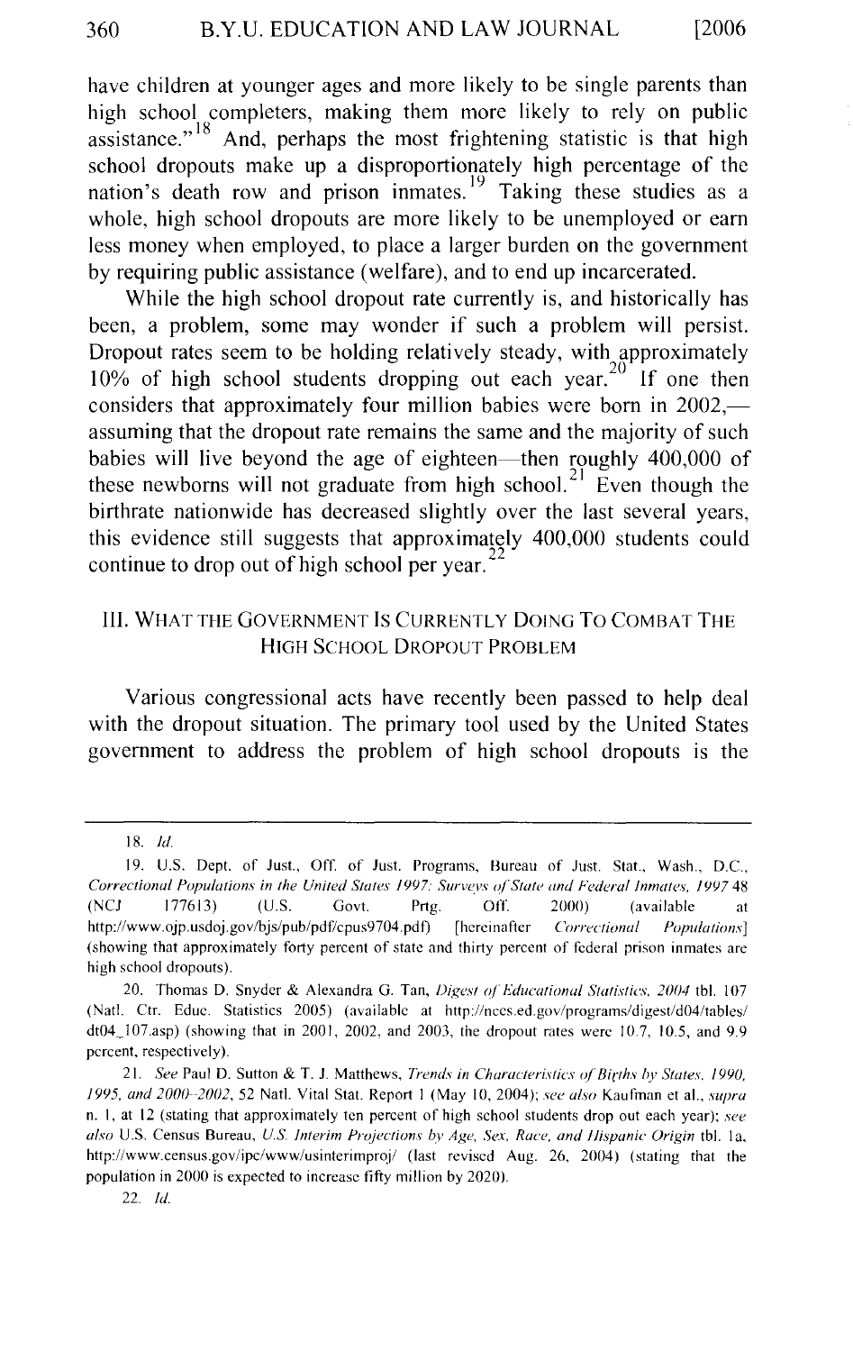have children at younger ages and more likely to be single parents than high school completers, making them more likely to rely on public assistance."[18] And, perhaps the most frightening statistic is that high school dropouts make up a disproportionately high percentage of the nation's death row and prison inmates.[19] Taking these studies as a whole, high school dropouts are more likely to be unemployed or earn less money when employed, to place a larger burden on the government by requiring public assistance (welfare), and to end up incarcerated.

While the high school dropout rate currently is, and historically has been, a problem, some may wonder if such a problem will persist. Dropout rates seem to be holding relatively steady, with approximately 10% of high school students dropping out each year.[20] If one then considers that approximately four million babies were born in 2002,—assuming that the dropout rate remains the same and the majority of such babies will live beyond the age of eighteen—then roughly 400,000 of these newborns will not graduate from high school.[21] Even though the birthrate nationwide has decreased slightly over the last several years, this evidence still suggests that approximately 400,000 students could continue to drop out of high school per year.[22]

## III. WHAT THE GOVERNMENT IS CURRENTLY DOING TO COMBAT THE HIGH SCHOOL DROPOUT PROBLEM

Various congressional acts have recently been passed to help deal with the dropout situation. The primary tool used by the United States government to address the problem of high school dropouts is the

---

18. *Id.*

19. U.S. Dept. of Just., Off. of Just. Programs, Bureau of Just. Stat., Wash., D.C., *Correctional Populations in the United States 1997: Surveys of State and Federal Inmates, 1997* 48 (NCJ 177613) (U.S. Govt. Prtg. Off. 2000) (available at http://www.ojp.usdoj.gov/bjs/pub/pdf/cpus9704.pdf) [hereinafter *Correctional Populations*] (showing that approximately forty percent of state and thirty percent of federal prison inmates are high school dropouts).

20. Thomas D. Snyder & Alexandra G. Tan, *Digest of Educational Statistics, 2004* tbl. 107 (Natl. Ctr. Educ. Statistics 2005) (available at http://nces.ed.gov/programs/digest/d04/tables/dt04_107.asp) (showing that in 2001, 2002, and 2003, the dropout rates were 10.7, 10.5, and 9.9 percent, respectively).

21. *See* Paul D. Sutton & T. J. Matthews, *Trends in Characteristics of Births by States, 1990, 1995, and 2000–2002*, 52 Natl. Vital Stat. Report 1 (May 10, 2004); *see also* Kaufman et al., *supra* n. 1, at 12 (stating that approximately ten percent of high school students drop out each year); *see also* U.S. Census Bureau, *U.S. Interim Projections by Age, Sex, Race, and Hispanic Origin* tbl. 1a, http://www.census.gov/ipc/www/usinterimproj/ (last revised Aug. 26, 2004) (stating that the population in 2000 is expected to increase fifty million by 2020).

22. *Id.*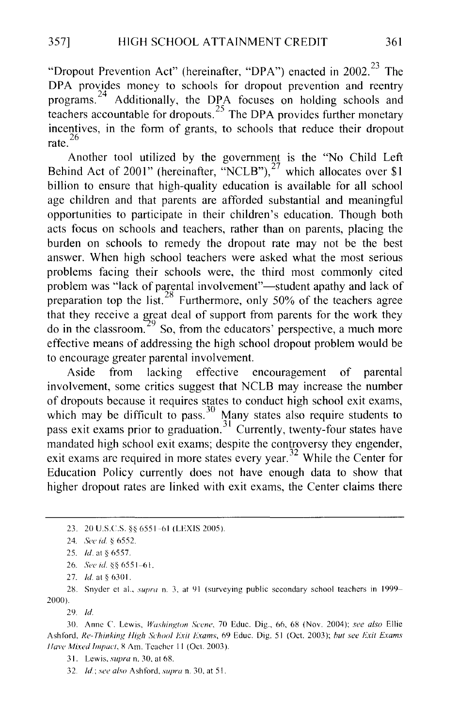"Dropout Prevention Act" (hereinafter, "DPA") enacted in 2002.[23] The DPA provides money to schools for dropout prevention and reentry programs.[24] Additionally, the DPA focuses on holding schools and teachers accountable for dropouts.[25] The DPA provides further monetary incentives, in the form of grants, to schools that reduce their dropout rate.[26]

Another tool utilized by the government is the "No Child Left Behind Act of 2001" (hereinafter, "NCLB"),[27] which allocates over $1 billion to ensure that high-quality education is available for all school age children and that parents are afforded substantial and meaningful opportunities to participate in their children's education. Though both acts focus on schools and teachers, rather than on parents, placing the burden on schools to remedy the dropout rate may not be the best answer. When high school teachers were asked what the most serious problems facing their schools were, the third most commonly cited problem was "lack of parental involvement"—student apathy and lack of preparation top the list.[28] Furthermore, only 50% of the teachers agree that they receive a great deal of support from parents for the work they do in the classroom.[29] So, from the educators' perspective, a much more effective means of addressing the high school dropout problem would be to encourage greater parental involvement.

Aside from lacking effective encouragement of parental involvement, some critics suggest that NCLB may increase the number of dropouts because it requires states to conduct high school exit exams, which may be difficult to pass.[30] Many states also require students to pass exit exams prior to graduation.[31] Currently, twenty-four states have mandated high school exit exams; despite the controversy they engender, exit exams are required in more states every year.[32] While the Center for Education Policy currently does not have enough data to show that higher dropout rates are linked with exit exams, the Center claims there

---

23. 20 U.S.C.S. §§ 6551–61 (LEXIS 2005).

24. *See id.* § 6552.

25. *Id.* at § 6557.

26. *See id.* §§ 6551–61.

27. *Id.* at § 6301.

28. Snyder et al., *supra* n. 3, at 91 (surveying public secondary school teachers in 1999–2000).

29. *Id.*

30. Anne C. Lewis, *Washington Scene*, 70 Educ. Dig., 66, 68 (Nov. 2004); *see also* Ellie Ashford, *Re-Thinking High School Exit Exams*, 69 Educ. Dig. 51 (Oct. 2003); *but see Exit Exams Have Mixed Impact*, 8 Am. Teacher 11 (Oct. 2003).

31. Lewis, *supra* n. 30, at 68.

32. *Id.*; *see also* Ashford, *supra* n. 30, at 51.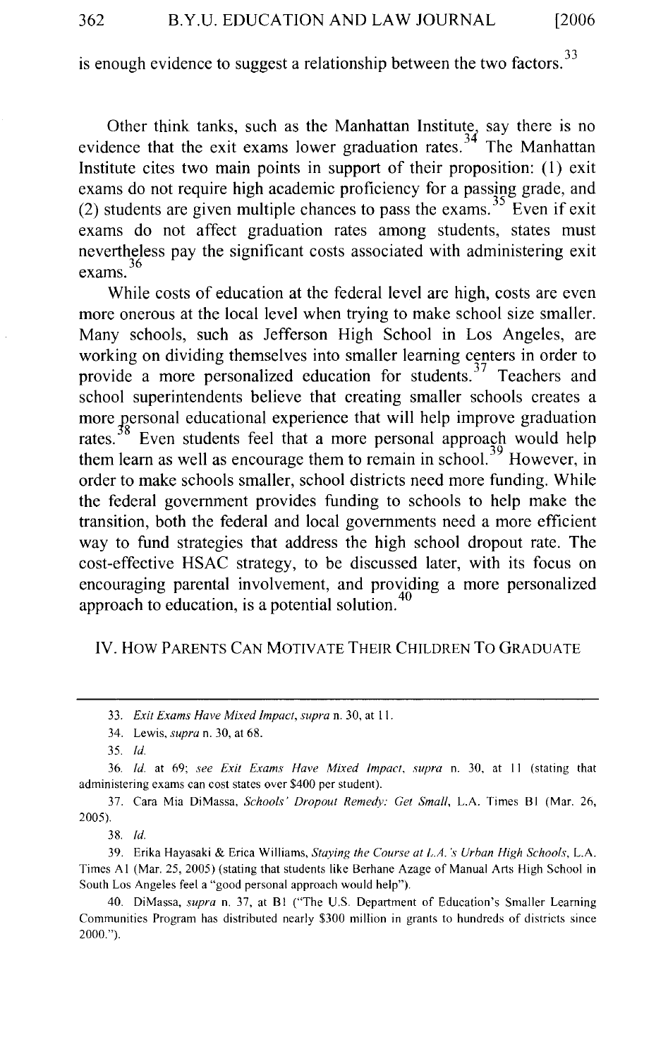is enough evidence to suggest a relationship between the two factors.[33]

Other think tanks, such as the Manhattan Institute, say there is no evidence that the exit exams lower graduation rates.[34] The Manhattan Institute cites two main points in support of their proposition: (1) exit exams do not require high academic proficiency for a passing grade, and (2) students are given multiple chances to pass the exams.[35] Even if exit exams do not affect graduation rates among students, states must nevertheless pay the significant costs associated with administering exit exams.[36]

While costs of education at the federal level are high, costs are even more onerous at the local level when trying to make school size smaller. Many schools, such as Jefferson High School in Los Angeles, are working on dividing themselves into smaller learning centers in order to provide a more personalized education for students.[37] Teachers and school superintendents believe that creating smaller schools creates a more personal educational experience that will help improve graduation rates.[38] Even students feel that a more personal approach would help them learn as well as encourage them to remain in school.[39] However, in order to make schools smaller, school districts need more funding. While the federal government provides funding to schools to help make the transition, both the federal and local governments need a more efficient way to fund strategies that address the high school dropout rate. The cost-effective HSAC strategy, to be discussed later, with its focus on encouraging parental involvement, and providing a more personalized approach to education, is a potential solution.[40]

## IV. How Parents Can Motivate Their Children To Graduate

---

33. *Exit Exams Have Mixed Impact*, *supra* n. 30, at 11.

34. Lewis, *supra* n. 30, at 68.

35. *Id.*

36. *Id.* at 69; *see Exit Exams Have Mixed Impact*, *supra* n. 30, at 11 (stating that administering exams can cost states over $400 per student).

37. Cara Mia DiMassa, *Schools' Dropout Remedy: Get Small*, L.A. Times B1 (Mar. 26, 2005).

38. *Id.*

39. Erika Hayasaki & Erica Williams, *Staying the Course at L.A.'s Urban High Schools*, L.A. Times A1 (Mar. 25, 2005) (stating that students like Berhane Azage of Manual Arts High School in South Los Angeles feel a "good personal approach would help").

40. DiMassa, *supra* n. 37, at B1 ("The U.S. Department of Education's Smaller Learning Communities Program has distributed nearly $300 million in grants to hundreds of districts since 2000.").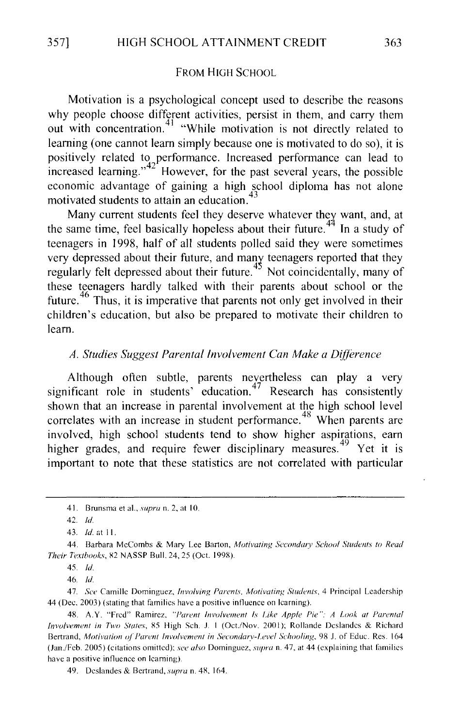FROM HIGH SCHOOL

Motivation is a psychological concept used to describe the reasons why people choose different activities, persist in them, and carry them out with concentration.[41] "While motivation is not directly related to learning (one cannot learn simply because one is motivated to do so), it is positively related to performance. Increased performance can lead to increased learning."[42] However, for the past several years, the possible economic advantage of gaining a high school diploma has not alone motivated students to attain an education.[43]

Many current students feel they deserve whatever they want, and, at the same time, feel basically hopeless about their future.[44] In a study of teenagers in 1998, half of all students polled said they were sometimes very depressed about their future, and many teenagers reported that they regularly felt depressed about their future.[45] Not coincidentally, many of these teenagers hardly talked with their parents about school or the future.[46] Thus, it is imperative that parents not only get involved in their children's education, but also be prepared to motivate their children to learn.

### *A. Studies Suggest Parental Involvement Can Make a Difference*

Although often subtle, parents nevertheless can play a very significant role in students' education.[47] Research has consistently shown that an increase in parental involvement at the high school level correlates with an increase in student performance.[48] When parents are involved, high school students tend to show higher aspirations, earn higher grades, and require fewer disciplinary measures.[49] Yet it is important to note that these statistics are not correlated with particular

---

41. Brunsma et al., *supra* n. 2, at 10.

42. *Id.*

43. *Id.* at 11.

44. Barbara McCombs & Mary Lee Barton, *Motivating Secondary School Students to Read Their Textbooks*, 82 NASSP Bull. 24, 25 (Oct. 1998).

45. *Id.*

46. *Id.*

47. *See* Camille Dominguez, *Involving Parents, Motivating Students*, 4 Principal Leadership 44 (Dec. 2003) (stating that families have a positive influence on learning).

48. A.Y. "Fred" Ramirez, *"Parent Involvement Is Like Apple Pie": A Look at Parental Involvement in Two States*, 85 High Sch. J. 1 (Oct./Nov. 2001); Rollande Deslandes & Richard Bertrand, *Motivation of Parent Involvement in Secondary-Level Schooling*, 98 J. of Educ. Res. 164 (Jan./Feb. 2005) (citations omitted); *see also* Dominguez, *supra* n. 47, at 44 (explaining that families have a positive influence on learning).

49. Deslandes & Bertrand, *supra* n. 48, 164.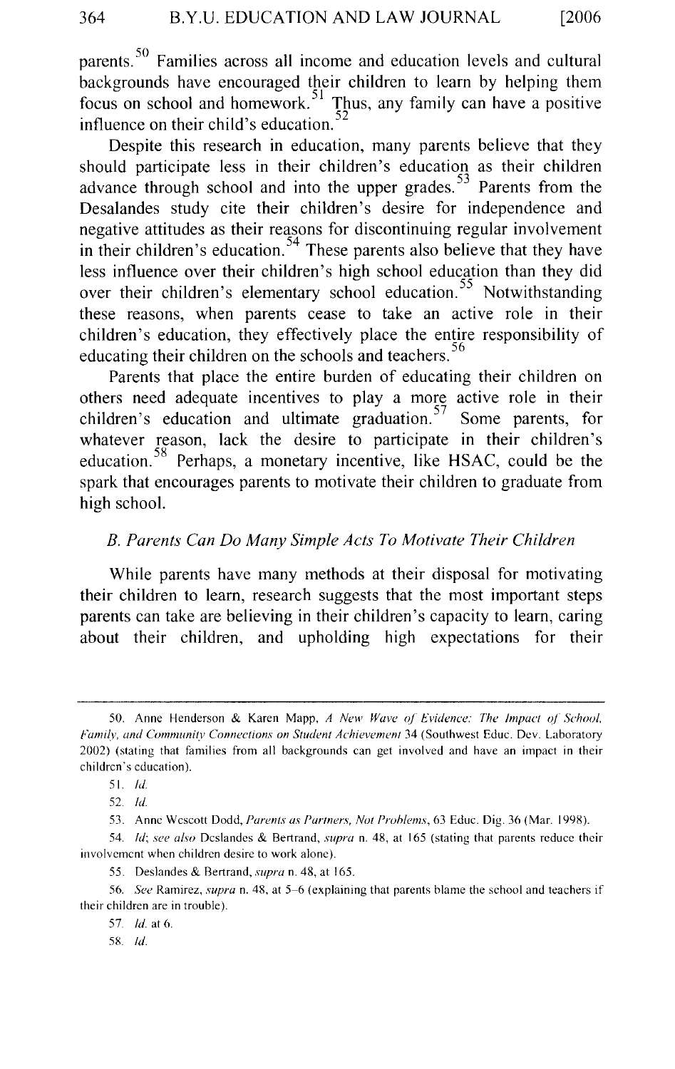parents.[50] Families across all income and education levels and cultural backgrounds have encouraged their children to learn by helping them focus on school and homework.[51] Thus, any family can have a positive influence on their child's education.[52]

Despite this research in education, many parents believe that they should participate less in their children's education as their children advance through school and into the upper grades.[53] Parents from the Desalandes study cite their children's desire for independence and negative attitudes as their reasons for discontinuing regular involvement in their children's education.[54] These parents also believe that they have less influence over their children's high school education than they did over their children's elementary school education.[55] Notwithstanding these reasons, when parents cease to take an active role in their children's education, they effectively place the entire responsibility of educating their children on the schools and teachers.[56]

Parents that place the entire burden of educating their children on others need adequate incentives to play a more active role in their children's education and ultimate graduation.[57] Some parents, for whatever reason, lack the desire to participate in their children's education.[58] Perhaps, a monetary incentive, like HSAC, could be the spark that encourages parents to motivate their children to graduate from high school.

### *B. Parents Can Do Many Simple Acts To Motivate Their Children*

While parents have many methods at their disposal for motivating their children to learn, research suggests that the most important steps parents can take are believing in their children's capacity to learn, caring about their children, and upholding high expectations for their

---

50. Anne Henderson & Karen Mapp, *A New Wave of Evidence: The Impact of School, Family, and Community Connections on Student Achievement* 34 (Southwest Educ. Dev. Laboratory 2002) (stating that families from all backgrounds can get involved and have an impact in their children's education).

51. *Id.*

52. *Id.*

53. Anne Wescott Dodd, *Parents as Partners, Not Problems*, 63 Educ. Dig. 36 (Mar. 1998).

54. *Id*; *see also* Deslandes & Bertrand, *supra* n. 48, at 165 (stating that parents reduce their involvement when children desire to work alone).

55. Deslandes & Bertrand, *supra* n. 48, at 165.

56. *See* Ramirez, *supra* n. 48, at 5–6 (explaining that parents blame the school and teachers if their children are in trouble).

57. *Id.* at 6.

58. *Id.*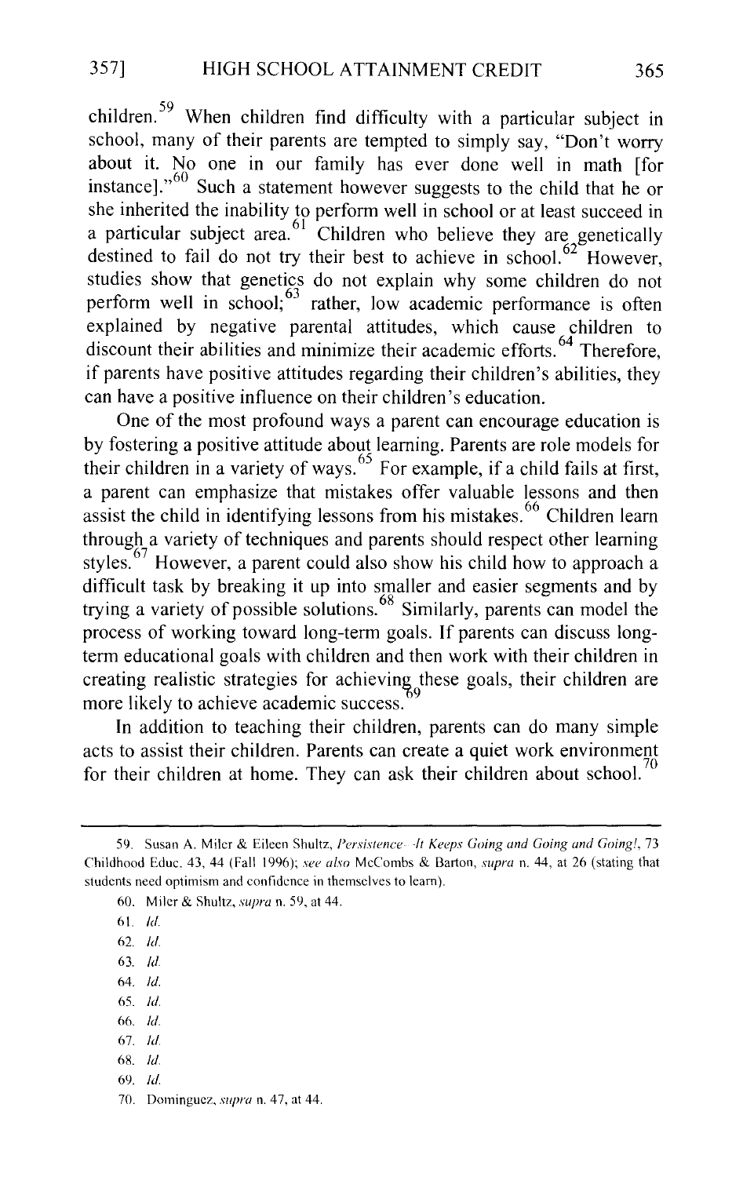children.[59] When children find difficulty with a particular subject in school, many of their parents are tempted to simply say, "Don't worry about it. No one in our family has ever done well in math [for instance]."[60] Such a statement however suggests to the child that he or she inherited the inability to perform well in school or at least succeed in a particular subject area.[61] Children who believe they are genetically destined to fail do not try their best to achieve in school.[62] However, studies show that genetics do not explain why some children do not perform well in school;[63] rather, low academic performance is often explained by negative parental attitudes, which cause children to discount their abilities and minimize their academic efforts.[64] Therefore, if parents have positive attitudes regarding their children's abilities, they can have a positive influence on their children's education.

One of the most profound ways a parent can encourage education is by fostering a positive attitude about learning. Parents are role models for their children in a variety of ways.[65] For example, if a child fails at first, a parent can emphasize that mistakes offer valuable lessons and then assist the child in identifying lessons from his mistakes.[66] Children learn through a variety of techniques and parents should respect other learning styles.[67] However, a parent could also show his child how to approach a difficult task by breaking it up into smaller and easier segments and by trying a variety of possible solutions.[68] Similarly, parents can model the process of working toward long-term goals. If parents can discuss long-term educational goals with children and then work with their children in creating realistic strategies for achieving these goals, their children are more likely to achieve academic success.[69]

In addition to teaching their children, parents can do many simple acts to assist their children. Parents can create a quiet work environment for their children at home. They can ask their children about school.[70]

---

59. Susan A. Miler & Eileen Shultz, *Persistence—It Keeps Going and Going and Going!*, 73 Childhood Educ. 43, 44 (Fall 1996); *see also* McCombs & Barton, *supra* n. 44, at 26 (stating that students need optimism and confidence in themselves to learn).

60. Miler & Shultz, *supra* n. 59, at 44.

61. *Id.*

62. *Id.*

63. *Id.*

64. *Id.*

65. *Id.*

66. *Id.*

67. *Id.*

68. *Id.*

69. *Id.*

70. Dominguez, *supra* n. 47, at 44.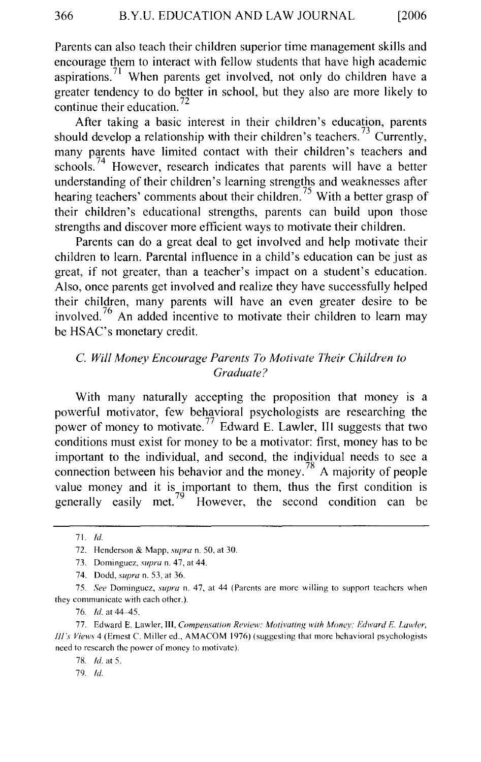Parents can also teach their children superior time management skills and encourage them to interact with fellow students that have high academic aspirations.[71] When parents get involved, not only do children have a greater tendency to do better in school, but they also are more likely to continue their education.[72]

After taking a basic interest in their children's education, parents should develop a relationship with their children's teachers.[73] Currently, many parents have limited contact with their children's teachers and schools.[74] However, research indicates that parents will have a better understanding of their children's learning strengths and weaknesses after hearing teachers' comments about their children.[75] With a better grasp of their children's educational strengths, parents can build upon those strengths and discover more efficient ways to motivate their children.

Parents can do a great deal to get involved and help motivate their children to learn. Parental influence in a child's education can be just as great, if not greater, than a teacher's impact on a student's education. Also, once parents get involved and realize they have successfully helped their children, many parents will have an even greater desire to be involved.[76] An added incentive to motivate their children to learn may be HSAC's monetary credit.

### *C. Will Money Encourage Parents To Motivate Their Children to Graduate?*

With many naturally accepting the proposition that money is a powerful motivator, few behavioral psychologists are researching the power of money to motivate.[77] Edward E. Lawler, III suggests that two conditions must exist for money to be a motivator: first, money has to be important to the individual, and second, the individual needs to see a connection between his behavior and the money.[78] A majority of people value money and it is important to them, thus the first condition is generally easily met.[79] However, the second condition can be

---

71. *Id.*

72. Henderson & Mapp, *supra* n. 50, at 30.

73. Dominguez, *supra* n. 47, at 44.

74. Dodd, *supra* n. 53, at 36.

75. *See* Dominguez, *supra* n. 47, at 44 (Parents are more willing to support teachers when they communicate with each other.).

76. *Id.* at 44–45.

77. Edward E. Lawler, III, *Compensation Review: Motivating with Money: Edward E. Lawler, III's Views* 4 (Ernest C. Miller ed., AMACOM 1976) (suggesting that more behavioral psychologists need to research the power of money to motivate).

78. *Id.* at 5.

79. *Id.*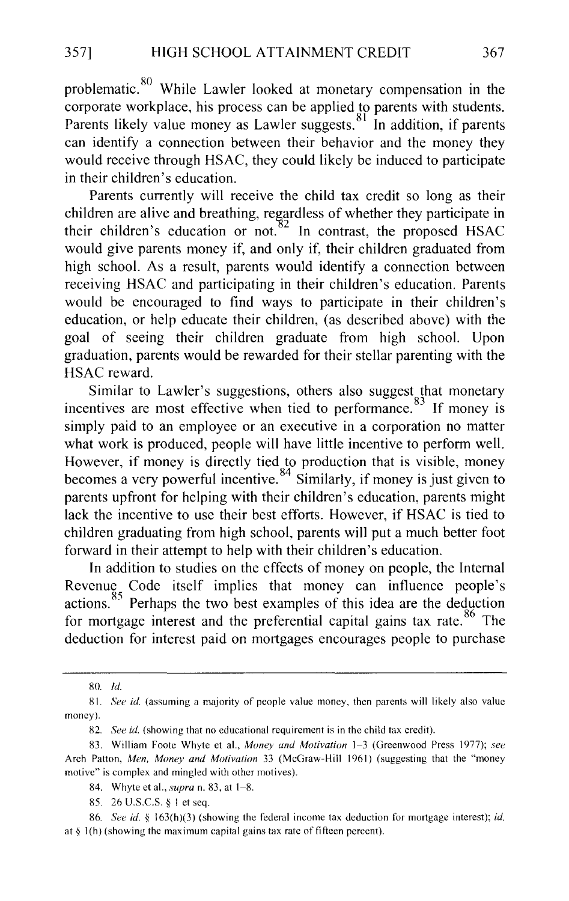problematic.[80] While Lawler looked at monetary compensation in the corporate workplace, his process can be applied to parents with students. Parents likely value money as Lawler suggests.[81] In addition, if parents can identify a connection between their behavior and the money they would receive through HSAC, they could likely be induced to participate in their children's education.

Parents currently will receive the child tax credit so long as their children are alive and breathing, regardless of whether they participate in their children's education or not.[82] In contrast, the proposed HSAC would give parents money if, and only if, their children graduated from high school. As a result, parents would identify a connection between receiving HSAC and participating in their children's education. Parents would be encouraged to find ways to participate in their children's education, or help educate their children, (as described above) with the goal of seeing their children graduate from high school. Upon graduation, parents would be rewarded for their stellar parenting with the HSAC reward.

Similar to Lawler's suggestions, others also suggest that monetary incentives are most effective when tied to performance.[83] If money is simply paid to an employee or an executive in a corporation no matter what work is produced, people will have little incentive to perform well. However, if money is directly tied to production that is visible, money becomes a very powerful incentive.[84] Similarly, if money is just given to parents upfront for helping with their children's education, parents might lack the incentive to use their best efforts. However, if HSAC is tied to children graduating from high school, parents will put a much better foot forward in their attempt to help with their children's education.

In addition to studies on the effects of money on people, the Internal Revenue Code itself implies that money can influence people's actions.[85] Perhaps the two best examples of this idea are the deduction for mortgage interest and the preferential capital gains tax rate.[86] The deduction for interest paid on mortgages encourages people to purchase

---

80. *Id.*

81. *See id.* (assuming a majority of people value money, then parents will likely also value money).

82. *See id.* (showing that no educational requirement is in the child tax credit).

83. William Foote Whyte et al., *Money and Motivation* 1–3 (Greenwood Press 1977); *see* Arch Patton, *Men, Money and Motivation* 33 (McGraw-Hill 1961) (suggesting that the "money motive" is complex and mingled with other motives).

84. Whyte et al., *supra* n. 83, at 1–8.

85. 26 U.S.C.S. § 1 et seq.

86. *See id.* § 163(h)(3) (showing the federal income tax deduction for mortgage interest); *id.* at § 1(h) (showing the maximum capital gains tax rate of fifteen percent).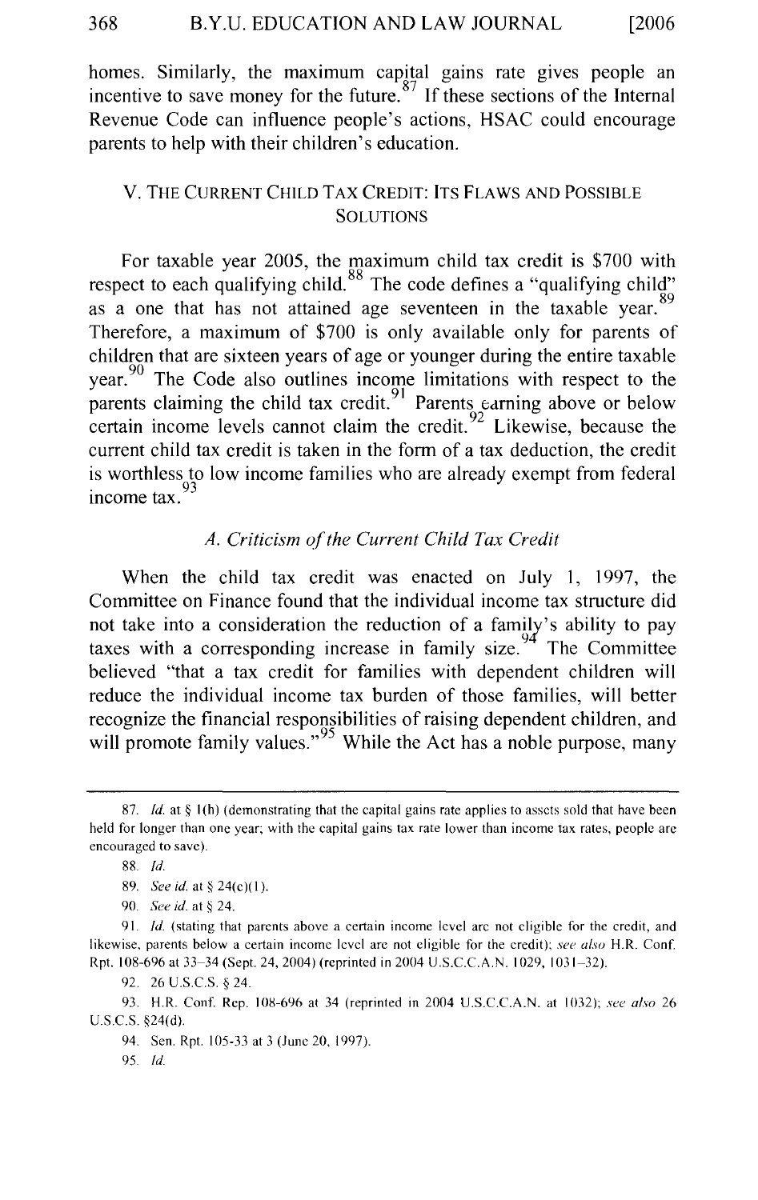homes. Similarly, the maximum capital gains rate gives people an incentive to save money for the future.[87] If these sections of the Internal Revenue Code can influence people's actions, HSAC could encourage parents to help with their children's education.

## V. THE CURRENT CHILD TAX CREDIT: ITS FLAWS AND POSSIBLE SOLUTIONS

For taxable year 2005, the maximum child tax credit is $700 with respect to each qualifying child.[88] The code defines a "qualifying child" as a one that has not attained age seventeen in the taxable year.[89] Therefore, a maximum of $700 is only available only for parents of children that are sixteen years of age or younger during the entire taxable year.[90] The Code also outlines income limitations with respect to the parents claiming the child tax credit.[91] Parents earning above or below certain income levels cannot claim the credit.[92] Likewise, because the current child tax credit is taken in the form of a tax deduction, the credit is worthless to low income families who are already exempt from federal income tax.[93]

### *A. Criticism of the Current Child Tax Credit*

When the child tax credit was enacted on July 1, 1997, the Committee on Finance found that the individual income tax structure did not take into a consideration the reduction of a family's ability to pay taxes with a corresponding increase in family size.[94] The Committee believed "that a tax credit for families with dependent children will reduce the individual income tax burden of those families, will better recognize the financial responsibilities of raising dependent children, and will promote family values."[95] While the Act has a noble purpose, many

---

87. *Id.* at § 1(h) (demonstrating that the capital gains rate applies to assets sold that have been held for longer than one year; with the capital gains tax rate lower than income tax rates, people are encouraged to save).

88. *Id.*

89. *See id.* at § 24(c)(1).

90. *See id.* at § 24.

91. *Id.* (stating that parents above a certain income level are not eligible for the credit, and likewise, parents below a certain income level are not eligible for the credit); *see also* H.R. Conf. Rpt. 108-696 at 33–34 (Sept. 24, 2004) (reprinted in 2004 U.S.C.C.A.N. 1029, 1031–32).

92. 26 U.S.C.S. § 24.

93. H.R. Conf. Rep. 108-696 at 34 (reprinted in 2004 U.S.C.C.A.N. at 1032); *see also* 26 U.S.C.S. §24(d).

94. Sen. Rpt. 105-33 at 3 (June 20, 1997).

95. *Id.*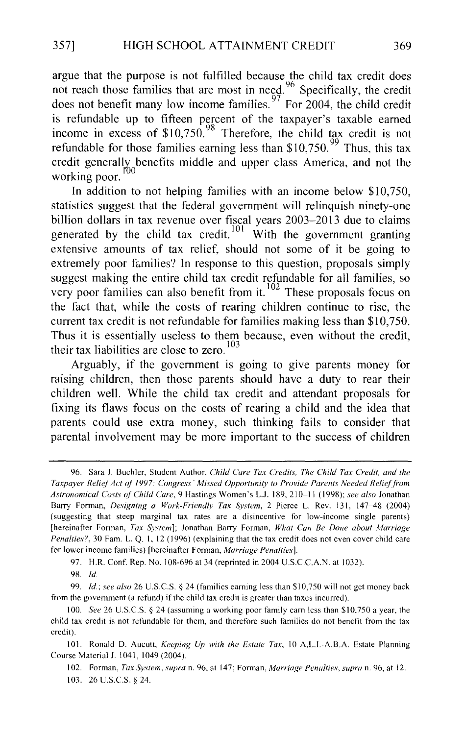argue that the purpose is not fulfilled because the child tax credit does not reach those families that are most in need.[96] Specifically, the credit does not benefit many low income families.[97] For 2004, the child credit is refundable up to fifteen percent of the taxpayer's taxable earned income in excess of $10,750.[98] Therefore, the child tax credit is not refundable for those families earning less than $10,750.[99] Thus, this tax credit generally benefits middle and upper class America, and not the working poor.[100]

In addition to not helping families with an income below $10,750, statistics suggest that the federal government will relinquish ninety-one billion dollars in tax revenue over fiscal years 2003–2013 due to claims generated by the child tax credit.[101] With the government granting extensive amounts of tax relief, should not some of it be going to extremely poor families? In response to this question, proposals simply suggest making the entire child tax credit refundable for all families, so very poor families can also benefit from it.[102] These proposals focus on the fact that, while the costs of rearing children continue to rise, the current tax credit is not refundable for families making less than $10,750. Thus it is essentially useless to them because, even without the credit, their tax liabilities are close to zero.[103]

Arguably, if the government is going to give parents money for raising children, then those parents should have a duty to rear their children well. While the child tax credit and attendant proposals for fixing its flaws focus on the costs of rearing a child and the idea that parents could use extra money, such thinking fails to consider that parental involvement may be more important to the success of children

---

96. Sara J. Buchler, Student Author, *Child Care Tax Credits, The Child Tax Credit, and the Taxpayer Relief Act of 1997: Congress' Missed Opportunity to Provide Parents Needed Relief from Astronomical Costs of Child Care*, 9 Hastings Women's L.J. 189, 210–11 (1998); *see also* Jonathan Barry Forman, *Designing a Work-Friendly Tax System*, 2 Pierce L. Rev. 131, 147–48 (2004) (suggesting that steep marginal tax rates are a disincentive for low-income single parents) [hereinafter Forman, *Tax System*]; Jonathan Barry Forman, *What Can Be Done about Marriage Penalties?*, 30 Fam. L. Q. 1, 12 (1996) (explaining that the tax credit does not even cover child care for lower income families) [hereinafter Forman, *Marriage Penalties*].

97. H.R. Conf. Rep. No. 108-696 at 34 (reprinted in 2004 U.S.C.C.A.N. at 1032).

98. *Id.*

99. *Id.*; *see also* 26 U.S.C.S. § 24 (families earning less than $10,750 will not get money back from the government (a refund) if the child tax credit is greater than taxes incurred).

100. *See* 26 U.S.C.S. § 24 (assuming a working poor family earn less than $10,750 a year, the child tax credit is not refundable for them, and therefore such families do not benefit from the tax credit).

101. Ronald D. Aucutt, *Keeping Up with the Estate Tax*, 10 A.L.I.-A.B.A. Estate Planning Course Material J. 1041, 1049 (2004).

102. Forman, *Tax System*, *supra* n. 96, at 147; Forman, *Marriage Penalties*, *supra* n. 96, at 12.

103. 26 U.S.C.S. § 24.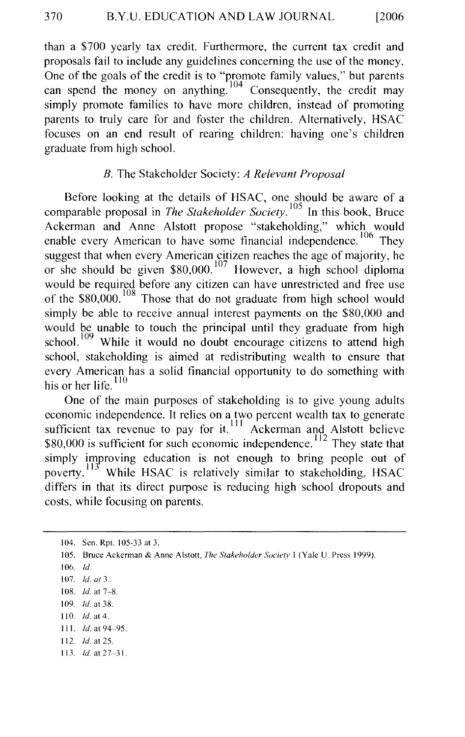than a $700 yearly tax credit. Furthermore, the current tax credit and proposals fail to include any guidelines concerning the use of the money. One of the goals of the credit is to "promote family values," but parents can spend the money on anything.[104] Consequently, the credit may simply promote families to have more children, instead of promoting parents to truly care for and foster the children. Alternatively, HSAC focuses on an end result of rearing children: having one's children graduate from high school.

### B. The Stakeholder Society: *A Relevant Proposal*

Before looking at the details of HSAC, one should be aware of a comparable proposal in *The Stakeholder Society*.[105] In this book, Bruce Ackerman and Anne Alstott propose "stakeholding," which would enable every American to have some financial independence.[106] They suggest that when every American citizen reaches the age of majority, he or she should be given $80,000.[107] However, a high school diploma would be required before any citizen can have unrestricted and free use of the $80,000.[108] Those that do not graduate from high school would simply be able to receive annual interest payments on the $80,000 and would be unable to touch the principal until they graduate from high school.[109] While it would no doubt encourage citizens to attend high school, stakeholding is aimed at redistributing wealth to ensure that every American has a solid financial opportunity to do something with his or her life.[110]

One of the main purposes of stakeholding is to give young adults economic independence. It relies on a two percent wealth tax to generate sufficient tax revenue to pay for it.[111] Ackerman and Alstott believe $80,000 is sufficient for such economic independence.[112] They state that simply improving education is not enough to bring people out of poverty.[113] While HSAC is relatively similar to stakeholding, HSAC differs in that its direct purpose is reducing high school dropouts and costs, while focusing on parents.

---

104. Sen. Rpt. 105-33 at 3.
105. Bruce Ackerman & Anne Alstott, *The Stakeholder Society* 1 (Yale U. Press 1999).
106. *Id.*
107. *Id. at* 3.
108. *Id.* at 7–8.
109. *Id.* at 38.
110. *Id.* at 4.
111. *Id.* at 94–95.
112. *Id.* at 25.
113. *Id.* at 27–31.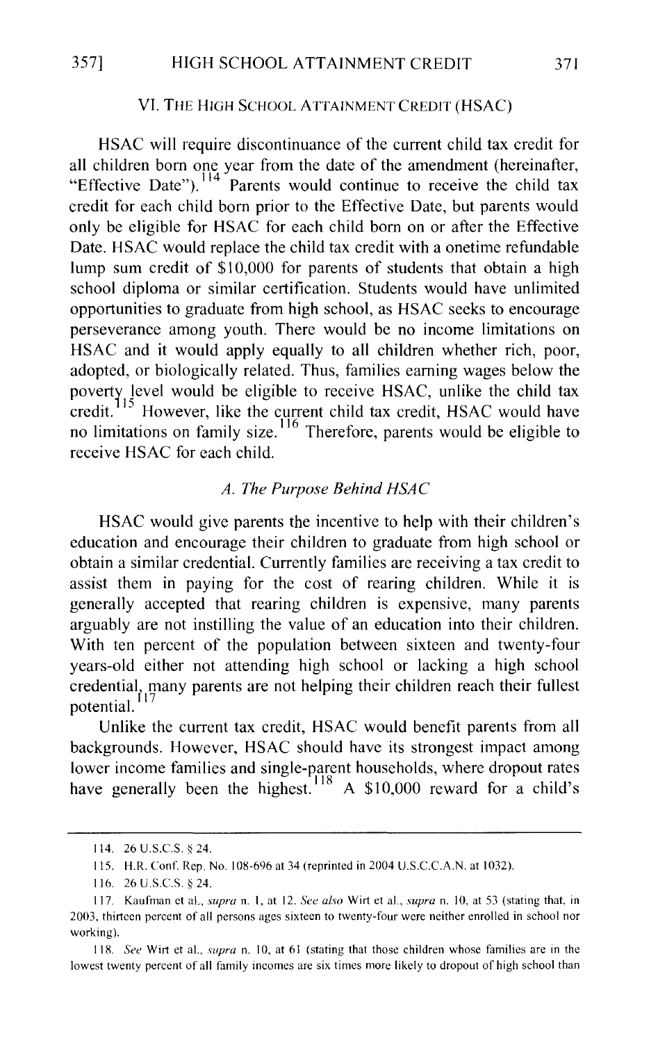## VI. THE HIGH SCHOOL ATTAINMENT CREDIT (HSAC)

HSAC will require discontinuance of the current child tax credit for all children born one year from the date of the amendment (hereinafter, "Effective Date").[114] Parents would continue to receive the child tax credit for each child born prior to the Effective Date, but parents would only be eligible for HSAC for each child born on or after the Effective Date. HSAC would replace the child tax credit with a onetime refundable lump sum credit of $10,000 for parents of students that obtain a high school diploma or similar certification. Students would have unlimited opportunities to graduate from high school, as HSAC seeks to encourage perseverance among youth. There would be no income limitations on HSAC and it would apply equally to all children whether rich, poor, adopted, or biologically related. Thus, families earning wages below the poverty level would be eligible to receive HSAC, unlike the child tax credit.[115] However, like the current child tax credit, HSAC would have no limitations on family size.[116] Therefore, parents would be eligible to receive HSAC for each child.

### *A. The Purpose Behind HSAC*

HSAC would give parents the incentive to help with their children's education and encourage their children to graduate from high school or obtain a similar credential. Currently families are receiving a tax credit to assist them in paying for the cost of rearing children. While it is generally accepted that rearing children is expensive, many parents arguably are not instilling the value of an education into their children. With ten percent of the population between sixteen and twenty-four years-old either not attending high school or lacking a high school credential, many parents are not helping their children reach their fullest potential.[117]

Unlike the current tax credit, HSAC would benefit parents from all backgrounds. However, HSAC should have its strongest impact among lower income families and single-parent households, where dropout rates have generally been the highest.[118] A $10,000 reward for a child's

---

114. 26 U.S.C.S. § 24.

115. H.R. Conf. Rep. No. 108-696 at 34 (reprinted in 2004 U.S.C.C.A.N. at 1032).

116. 26 U.S.C.S. § 24.

117. Kaufman et al., *supra* n. 1, at 12. *See also* Wirt et al., *supra* n. 10, at 53 (stating that, in 2003, thirteen percent of all persons ages sixteen to twenty-four were neither enrolled in school nor working).

118. *See* Wirt et al., *supra* n. 10, at 61 (stating that those children whose families are in the lowest twenty percent of all family incomes are six times more likely to dropout of high school than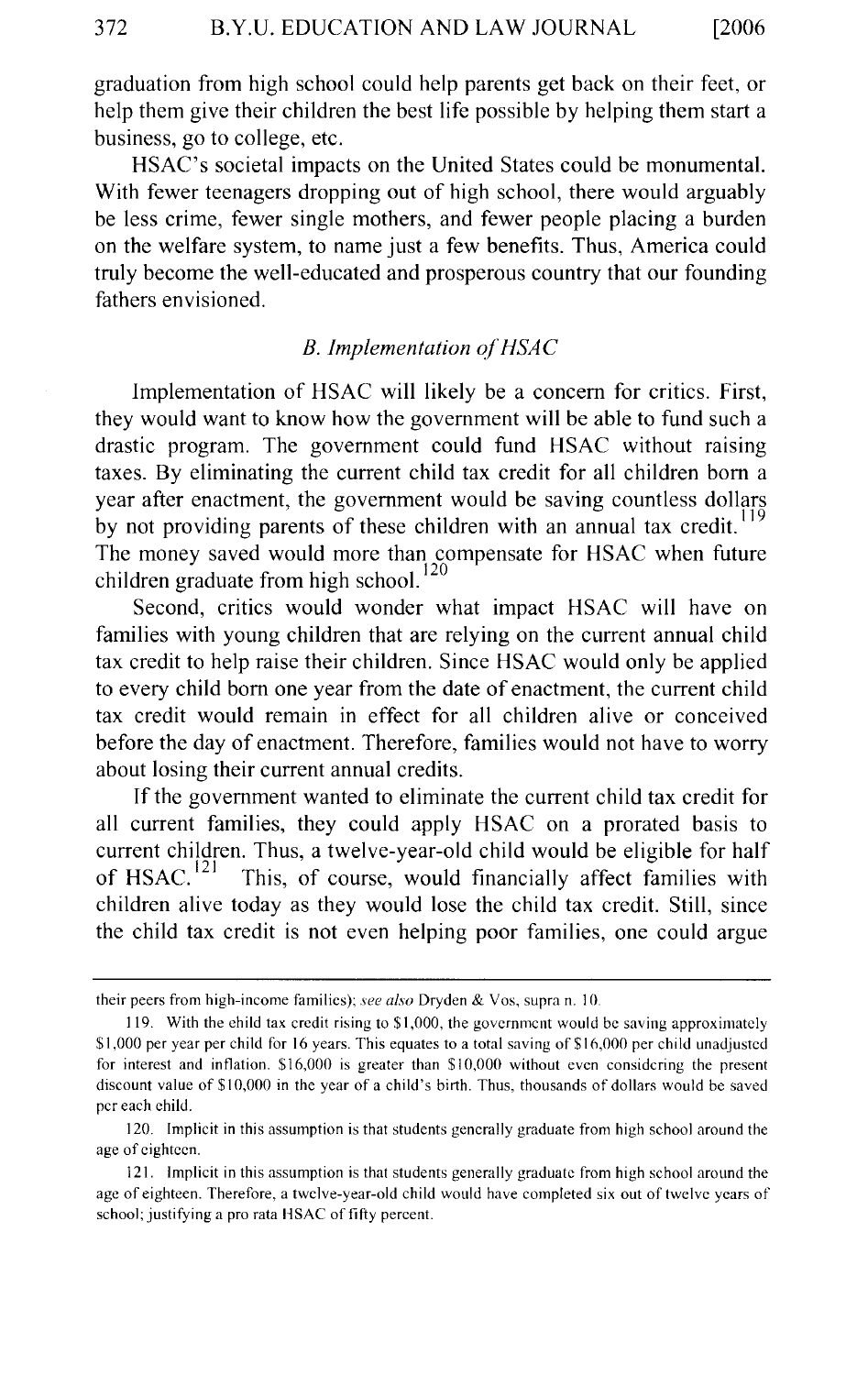graduation from high school could help parents get back on their feet, or help them give their children the best life possible by helping them start a business, go to college, etc.

HSAC's societal impacts on the United States could be monumental. With fewer teenagers dropping out of high school, there would arguably be less crime, fewer single mothers, and fewer people placing a burden on the welfare system, to name just a few benefits. Thus, America could truly become the well-educated and prosperous country that our founding fathers envisioned.

### *B. Implementation of HSAC*

Implementation of HSAC will likely be a concern for critics. First, they would want to know how the government will be able to fund such a drastic program. The government could fund HSAC without raising taxes. By eliminating the current child tax credit for all children born a year after enactment, the government would be saving countless dollars by not providing parents of these children with an annual tax credit.[119] The money saved would more than compensate for HSAC when future children graduate from high school.[120]

Second, critics would wonder what impact HSAC will have on families with young children that are relying on the current annual child tax credit to help raise their children. Since HSAC would only be applied to every child born one year from the date of enactment, the current child tax credit would remain in effect for all children alive or conceived before the day of enactment. Therefore, families would not have to worry about losing their current annual credits.

If the government wanted to eliminate the current child tax credit for all current families, they could apply HSAC on a prorated basis to current children. Thus, a twelve-year-old child would be eligible for half of HSAC.[121] This, of course, would financially affect families with children alive today as they would lose the child tax credit. Still, since the child tax credit is not even helping poor families, one could argue

---

their peers from high-income families); *see also* Dryden & Vos, supra n. 10.

119. With the child tax credit rising to $1,000, the government would be saving approximately $1,000 per year per child for 16 years. This equates to a total saving of $16,000 per child unadjusted for interest and inflation. $16,000 is greater than $10,000 without even considering the present discount value of $10,000 in the year of a child's birth. Thus, thousands of dollars would be saved per each child.

120. Implicit in this assumption is that students generally graduate from high school around the age of eighteen.

121. Implicit in this assumption is that students generally graduate from high school around the age of eighteen. Therefore, a twelve-year-old child would have completed six out of twelve years of school; justifying a pro rata HSAC of fifty percent.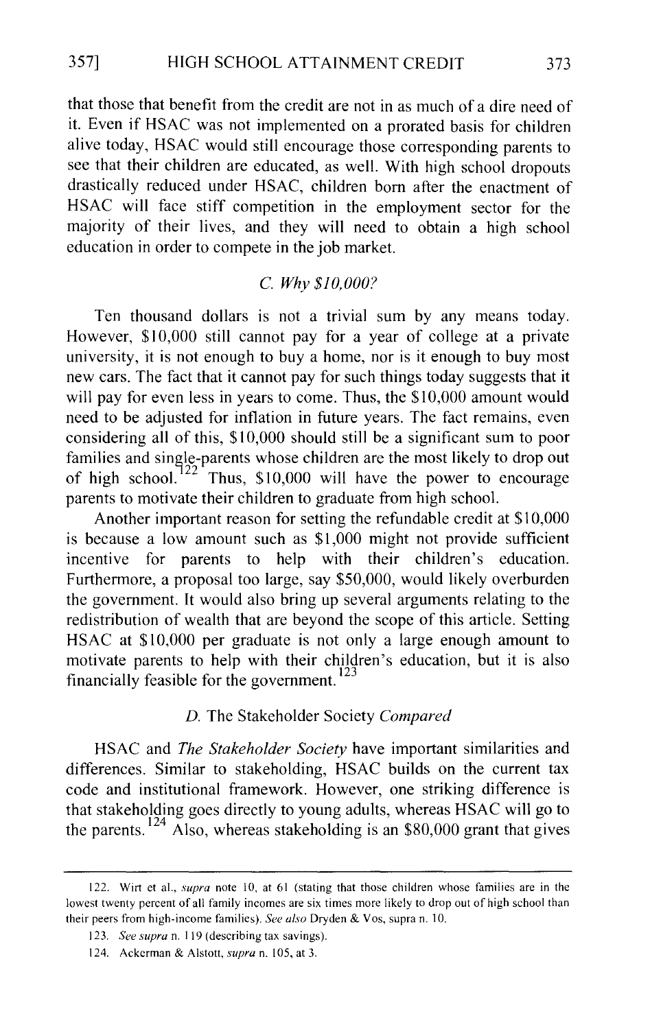that those that benefit from the credit are not in as much of a dire need of it. Even if HSAC was not implemented on a prorated basis for children alive today, HSAC would still encourage those corresponding parents to see that their children are educated, as well. With high school dropouts drastically reduced under HSAC, children born after the enactment of HSAC will face stiff competition in the employment sector for the majority of their lives, and they will need to obtain a high school education in order to compete in the job market.

### *C. Why $10,000?*

Ten thousand dollars is not a trivial sum by any means today. However, $10,000 still cannot pay for a year of college at a private university, it is not enough to buy a home, nor is it enough to buy most new cars. The fact that it cannot pay for such things today suggests that it will pay for even less in years to come. Thus, the $10,000 amount would need to be adjusted for inflation in future years. The fact remains, even considering all of this, $10,000 should still be a significant sum to poor families and single-parents whose children are the most likely to drop out of high school.[122] Thus, $10,000 will have the power to encourage parents to motivate their children to graduate from high school.

Another important reason for setting the refundable credit at $10,000 is because a low amount such as $1,000 might not provide sufficient incentive for parents to help with their children's education. Furthermore, a proposal too large, say $50,000, would likely overburden the government. It would also bring up several arguments relating to the redistribution of wealth that are beyond the scope of this article. Setting HSAC at $10,000 per graduate is not only a large enough amount to motivate parents to help with their children's education, but it is also financially feasible for the government.[123]

### *D.* The Stakeholder Society *Compared*

HSAC and *The Stakeholder Society* have important similarities and differences. Similar to stakeholding, HSAC builds on the current tax code and institutional framework. However, one striking difference is that stakeholding goes directly to young adults, whereas HSAC will go to the parents.[124] Also, whereas stakeholding is an $80,000 grant that gives

---

122. Wirt et al., *supra* note 10, at 61 (stating that those children whose families are in the lowest twenty percent of all family incomes are six times more likely to drop out of high school than their peers from high-income families). *See also* Dryden & Vos, supra n. 10.

123. *See supra* n. 119 (describing tax savings).

124. Ackerman & Alstott, *supra* n. 105, at 3.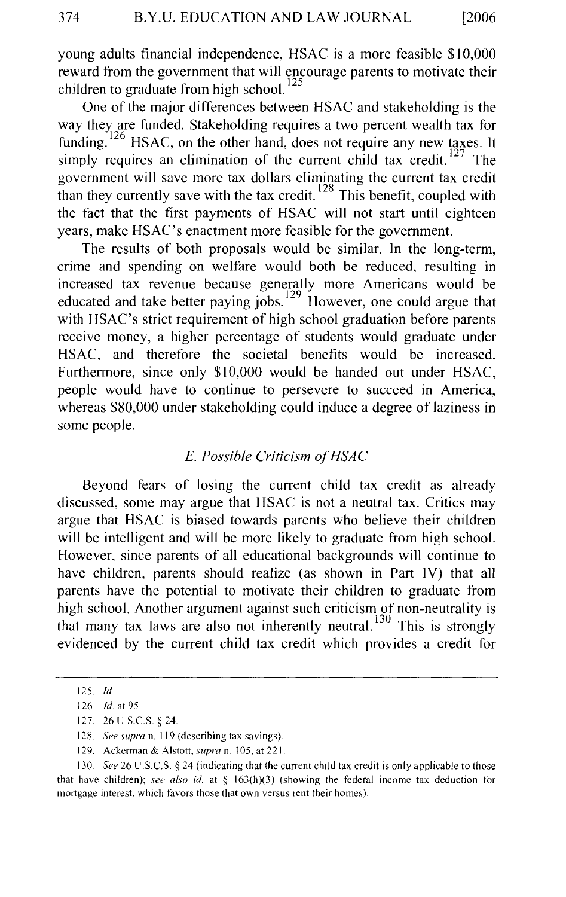young adults financial independence, HSAC is a more feasible $10,000 reward from the government that will encourage parents to motivate their children to graduate from high school.[125]

One of the major differences between HSAC and stakeholding is the way they are funded. Stakeholding requires a two percent wealth tax for funding.[126] HSAC, on the other hand, does not require any new taxes. It simply requires an elimination of the current child tax credit.[127] The government will save more tax dollars eliminating the current tax credit than they currently save with the tax credit.[128] This benefit, coupled with the fact that the first payments of HSAC will not start until eighteen years, make HSAC's enactment more feasible for the government.

The results of both proposals would be similar. In the long-term, crime and spending on welfare would both be reduced, resulting in increased tax revenue because generally more Americans would be educated and take better paying jobs.[129] However, one could argue that with HSAC's strict requirement of high school graduation before parents receive money, a higher percentage of students would graduate under HSAC, and therefore the societal benefits would be increased. Furthermore, since only $10,000 would be handed out under HSAC, people would have to continue to persevere to succeed in America, whereas $80,000 under stakeholding could induce a degree of laziness in some people.

### *E. Possible Criticism of HSAC*

Beyond fears of losing the current child tax credit as already discussed, some may argue that HSAC is not a neutral tax. Critics may argue that HSAC is biased towards parents who believe their children will be intelligent and will be more likely to graduate from high school. However, since parents of all educational backgrounds will continue to have children, parents should realize (as shown in Part IV) that all parents have the potential to motivate their children to graduate from high school. Another argument against such criticism of non-neutrality is that many tax laws are also not inherently neutral.[130] This is strongly evidenced by the current child tax credit which provides a credit for

---

125. *Id.*

126. *Id.* at 95.

127. 26 U.S.C.S. § 24.

128. *See supra* n. 119 (describing tax savings).

129. Ackerman & Alstott, *supra* n. 105, at 221.

130. *See* 26 U.S.C.S. § 24 (indicating that the current child tax credit is only applicable to those that have children); *see also id.* at § 163(h)(3) (showing the federal income tax deduction for mortgage interest, which favors those that own versus rent their homes).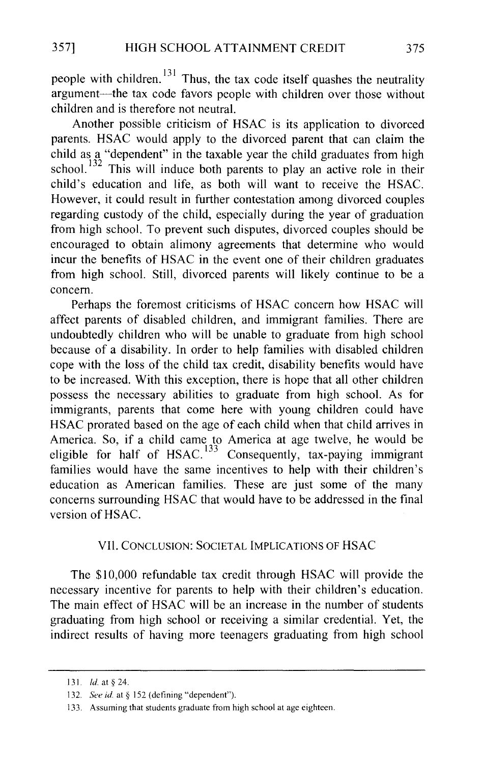people with children.[131] Thus, the tax code itself quashes the neutrality argument—the tax code favors people with children over those without children and is therefore not neutral.

Another possible criticism of HSAC is its application to divorced parents. HSAC would apply to the divorced parent that can claim the child as a "dependent" in the taxable year the child graduates from high school.[132] This will induce both parents to play an active role in their child's education and life, as both will want to receive the HSAC. However, it could result in further contestation among divorced couples regarding custody of the child, especially during the year of graduation from high school. To prevent such disputes, divorced couples should be encouraged to obtain alimony agreements that determine who would incur the benefits of HSAC in the event one of their children graduates from high school. Still, divorced parents will likely continue to be a concern.

Perhaps the foremost criticisms of HSAC concern how HSAC will affect parents of disabled children, and immigrant families. There are undoubtedly children who will be unable to graduate from high school because of a disability. In order to help families with disabled children cope with the loss of the child tax credit, disability benefits would have to be increased. With this exception, there is hope that all other children possess the necessary abilities to graduate from high school. As for immigrants, parents that come here with young children could have HSAC prorated based on the age of each child when that child arrives in America. So, if a child came to America at age twelve, he would be eligible for half of HSAC.[133] Consequently, tax-paying immigrant families would have the same incentives to help with their children's education as American families. These are just some of the many concerns surrounding HSAC that would have to be addressed in the final version of HSAC.

## VII. CONCLUSION: SOCIETAL IMPLICATIONS OF HSAC

The $10,000 refundable tax credit through HSAC will provide the necessary incentive for parents to help with their children's education. The main effect of HSAC will be an increase in the number of students graduating from high school or receiving a similar credential. Yet, the indirect results of having more teenagers graduating from high school

---

131. *Id.* at § 24.

132. *See id.* at § 152 (defining "dependent").

133. Assuming that students graduate from high school at age eighteen.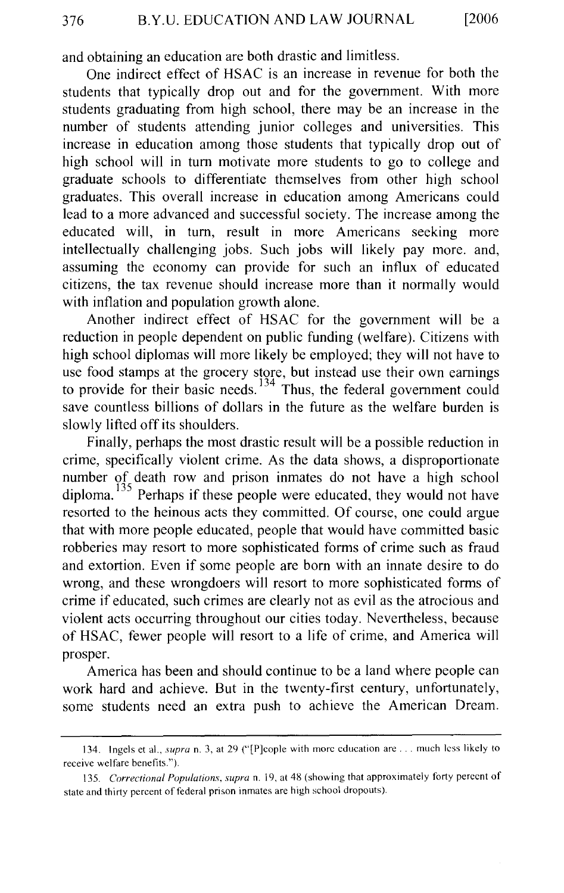and obtaining an education are both drastic and limitless.

One indirect effect of HSAC is an increase in revenue for both the students that typically drop out and for the government. With more students graduating from high school, there may be an increase in the number of students attending junior colleges and universities. This increase in education among those students that typically drop out of high school will in turn motivate more students to go to college and graduate schools to differentiate themselves from other high school graduates. This overall increase in education among Americans could lead to a more advanced and successful society. The increase among the educated will, in turn, result in more Americans seeking more intellectually challenging jobs. Such jobs will likely pay more. and, assuming the economy can provide for such an influx of educated citizens, the tax revenue should increase more than it normally would with inflation and population growth alone.

Another indirect effect of HSAC for the government will be a reduction in people dependent on public funding (welfare). Citizens with high school diplomas will more likely be employed; they will not have to use food stamps at the grocery store, but instead use their own earnings to provide for their basic needs.[134] Thus, the federal government could save countless billions of dollars in the future as the welfare burden is slowly lifted off its shoulders.

Finally, perhaps the most drastic result will be a possible reduction in crime, specifically violent crime. As the data shows, a disproportionate number of death row and prison inmates do not have a high school diploma.[135] Perhaps if these people were educated, they would not have resorted to the heinous acts they committed. Of course, one could argue that with more people educated, people that would have committed basic robberies may resort to more sophisticated forms of crime such as fraud and extortion. Even if some people are born with an innate desire to do wrong, and these wrongdoers will resort to more sophisticated forms of crime if educated, such crimes are clearly not as evil as the atrocious and violent acts occurring throughout our cities today. Nevertheless, because of HSAC, fewer people will resort to a life of crime, and America will prosper.

America has been and should continue to be a land where people can work hard and achieve. But in the twenty-first century, unfortunately, some students need an extra push to achieve the American Dream.

---

134. Ingels et al., *supra* n. 3, at 29 ("[P]eople with more education are . . . much less likely to receive welfare benefits.").

135. *Correctional Populations*, *supra* n. 19, at 48 (showing that approximately forty percent of state and thirty percent of federal prison inmates are high school dropouts).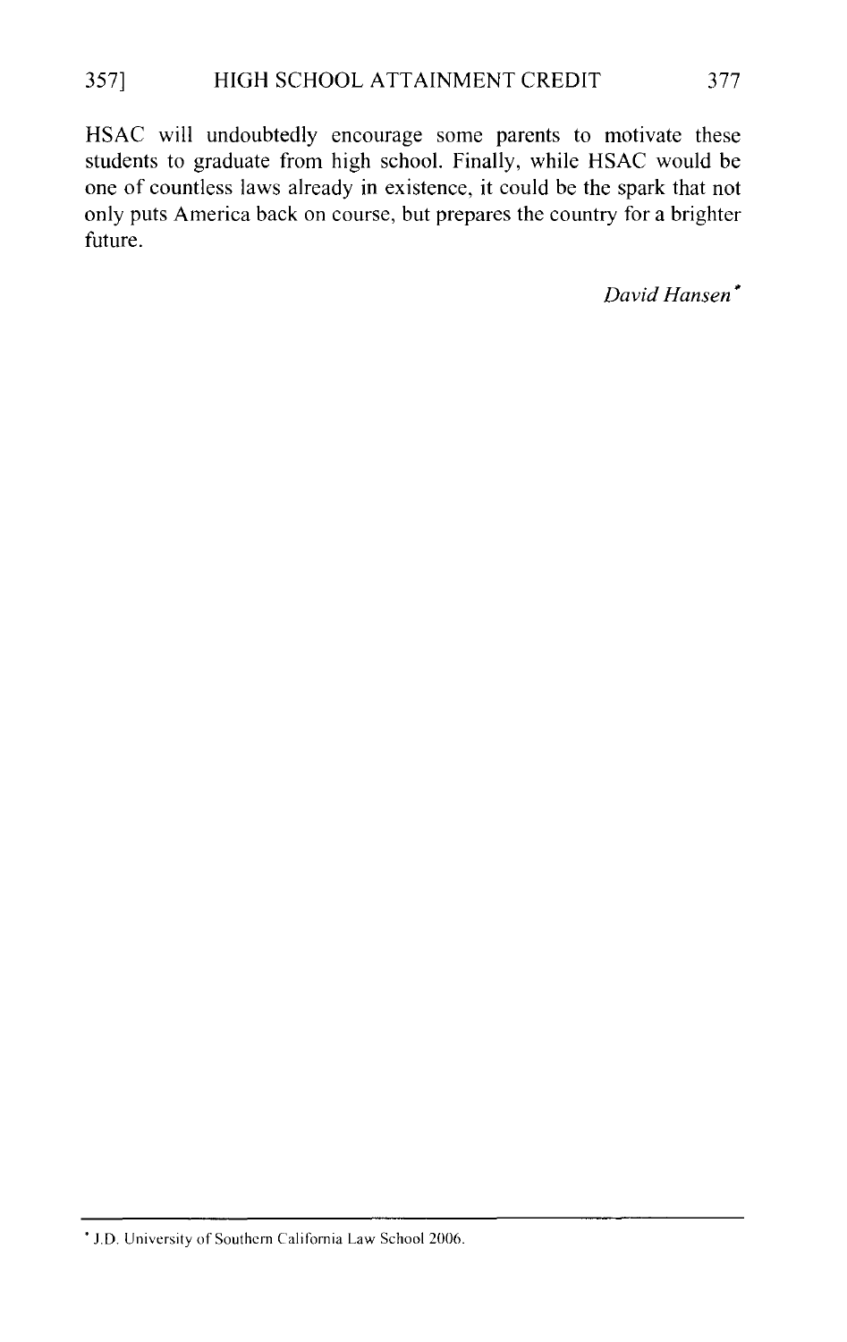HSAC will undoubtedly encourage some parents to motivate these students to graduate from high school. Finally, while HSAC would be one of countless laws already in existence, it could be the spark that not only puts America back on course, but prepares the country for a brighter future.

*David Hansen*[*]

---

[*] J.D. University of Southern California Law School 2006.